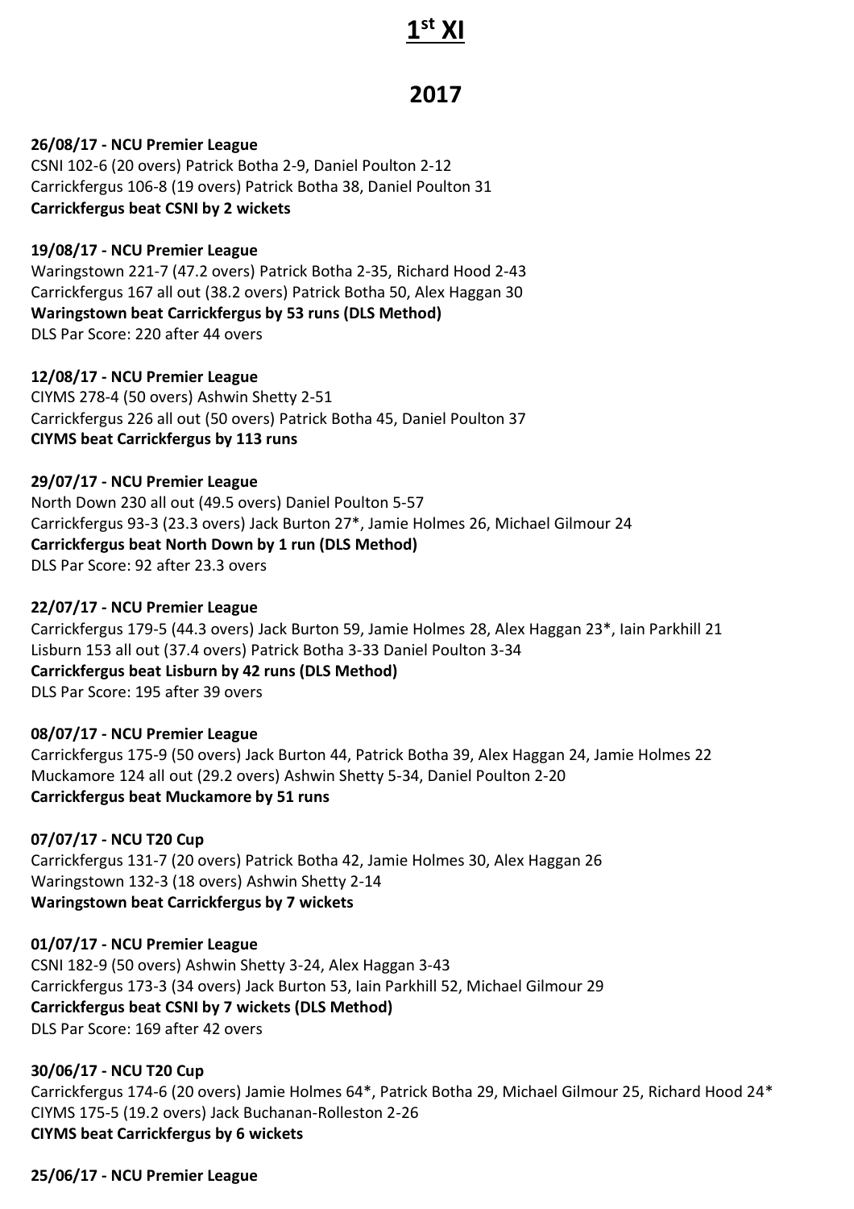# 1st XI

## 2017

**26/08/17 - NCU Premier League**
CSNI 102-6 (20 overs) Patrick Botha 2-9, Daniel Poulton 2-12
Carrickfergus 106-8 (19 overs) Patrick Botha 38, Daniel Poulton 31
**Carrickfergus beat CSNI by 2 wickets**

**19/08/17 - NCU Premier League**
Waringstown 221-7 (47.2 overs) Patrick Botha 2-35, Richard Hood 2-43
Carrickfergus 167 all out (38.2 overs) Patrick Botha 50, Alex Haggan 30
**Waringstown beat Carrickfergus by 53 runs (DLS Method)**
DLS Par Score: 220 after 44 overs

**12/08/17 - NCU Premier League**
CIYMS 278-4 (50 overs) Ashwin Shetty 2-51
Carrickfergus 226 all out (50 overs) Patrick Botha 45, Daniel Poulton 37
**CIYMS beat Carrickfergus by 113 runs**

**29/07/17 - NCU Premier League**
North Down 230 all out (49.5 overs) Daniel Poulton 5-57
Carrickfergus 93-3 (23.3 overs) Jack Burton 27*, Jamie Holmes 26, Michael Gilmour 24
**Carrickfergus beat North Down by 1 run (DLS Method)**
DLS Par Score: 92 after 23.3 overs

**22/07/17 - NCU Premier League**
Carrickfergus 179-5 (44.3 overs) Jack Burton 59, Jamie Holmes 28, Alex Haggan 23*, Iain Parkhill 21
Lisburn 153 all out (37.4 overs) Patrick Botha 3-33 Daniel Poulton 3-34
**Carrickfergus beat Lisburn by 42 runs (DLS Method)**
DLS Par Score: 195 after 39 overs

**08/07/17 - NCU Premier League**
Carrickfergus 175-9 (50 overs) Jack Burton 44, Patrick Botha 39, Alex Haggan 24, Jamie Holmes 22
Muckamore 124 all out (29.2 overs) Ashwin Shetty 5-34, Daniel Poulton 2-20
**Carrickfergus beat Muckamore by 51 runs**

**07/07/17 - NCU T20 Cup**
Carrickfergus 131-7 (20 overs) Patrick Botha 42, Jamie Holmes 30, Alex Haggan 26
Waringstown 132-3 (18 overs) Ashwin Shetty 2-14
**Waringstown beat Carrickfergus by 7 wickets**

**01/07/17 - NCU Premier League**
CSNI 182-9 (50 overs) Ashwin Shetty 3-24, Alex Haggan 3-43
Carrickfergus 173-3 (34 overs) Jack Burton 53, Iain Parkhill 52, Michael Gilmour 29
**Carrickfergus beat CSNI by 7 wickets (DLS Method)**
DLS Par Score: 169 after 42 overs

**30/06/17 - NCU T20 Cup**
Carrickfergus 174-6 (20 overs) Jamie Holmes 64*, Patrick Botha 29, Michael Gilmour 25, Richard Hood 24*
CIYMS 175-5 (19.2 overs) Jack Buchanan-Rolleston 2-26
**CIYMS beat Carrickfergus by 6 wickets**

**25/06/17 - NCU Premier League**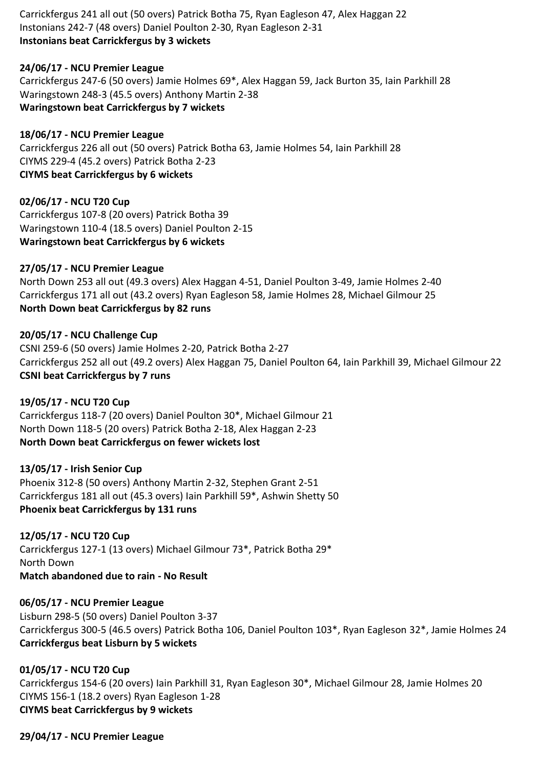Carrickfergus 241 all out (50 overs) Patrick Botha 75, Ryan Eagleson 47, Alex Haggan 22
Instonians 242-7 (48 overs) Daniel Poulton 2-30, Ryan Eagleson 2-31
**Instonians beat Carrickfergus by 3 wickets**

**24/06/17 - NCU Premier League**
Carrickfergus 247-6 (50 overs) Jamie Holmes 69*, Alex Haggan 59, Jack Burton 35, Iain Parkhill 28
Waringstown 248-3 (45.5 overs) Anthony Martin 2-38
**Waringstown beat Carrickfergus by 7 wickets**

**18/06/17 - NCU Premier League**
Carrickfergus 226 all out (50 overs) Patrick Botha 63, Jamie Holmes 54, Iain Parkhill 28
CIYMS 229-4 (45.2 overs) Patrick Botha 2-23
**CIYMS beat Carrickfergus by 6 wickets**

**02/06/17 - NCU T20 Cup**
Carrickfergus 107-8 (20 overs) Patrick Botha 39
Waringstown 110-4 (18.5 overs) Daniel Poulton 2-15
**Waringstown beat Carrickfergus by 6 wickets**

**27/05/17 - NCU Premier League**
North Down 253 all out (49.3 overs) Alex Haggan 4-51, Daniel Poulton 3-49, Jamie Holmes 2-40
Carrickfergus 171 all out (43.2 overs) Ryan Eagleson 58, Jamie Holmes 28, Michael Gilmour 25
**North Down beat Carrickfergus by 82 runs**

**20/05/17 - NCU Challenge Cup**
CSNI 259-6 (50 overs) Jamie Holmes 2-20, Patrick Botha 2-27
Carrickfergus 252 all out (49.2 overs) Alex Haggan 75, Daniel Poulton 64, Iain Parkhill 39, Michael Gilmour 22
**CSNI beat Carrickfergus by 7 runs**

**19/05/17 - NCU T20 Cup**
Carrickfergus 118-7 (20 overs) Daniel Poulton 30*, Michael Gilmour 21
North Down 118-5 (20 overs) Patrick Botha 2-18, Alex Haggan 2-23
**North Down beat Carrickfergus on fewer wickets lost**

**13/05/17 - Irish Senior Cup**
Phoenix 312-8 (50 overs) Anthony Martin 2-32, Stephen Grant 2-51
Carrickfergus 181 all out (45.3 overs) Iain Parkhill 59*, Ashwin Shetty 50
**Phoenix beat Carrickfergus by 131 runs**

**12/05/17 - NCU T20 Cup**
Carrickfergus 127-1 (13 overs) Michael Gilmour 73*, Patrick Botha 29*
North Down
**Match abandoned due to rain - No Result**

**06/05/17 - NCU Premier League**
Lisburn 298-5 (50 overs) Daniel Poulton 3-37
Carrickfergus 300-5 (46.5 overs) Patrick Botha 106, Daniel Poulton 103*, Ryan Eagleson 32*, Jamie Holmes 24
**Carrickfergus beat Lisburn by 5 wickets**

**01/05/17 - NCU T20 Cup**
Carrickfergus 154-6 (20 overs) Iain Parkhill 31, Ryan Eagleson 30*, Michael Gilmour 28, Jamie Holmes 20
CIYMS 156-1 (18.2 overs) Ryan Eagleson 1-28
**CIYMS beat Carrickfergus by 9 wickets**

**29/04/17 - NCU Premier League**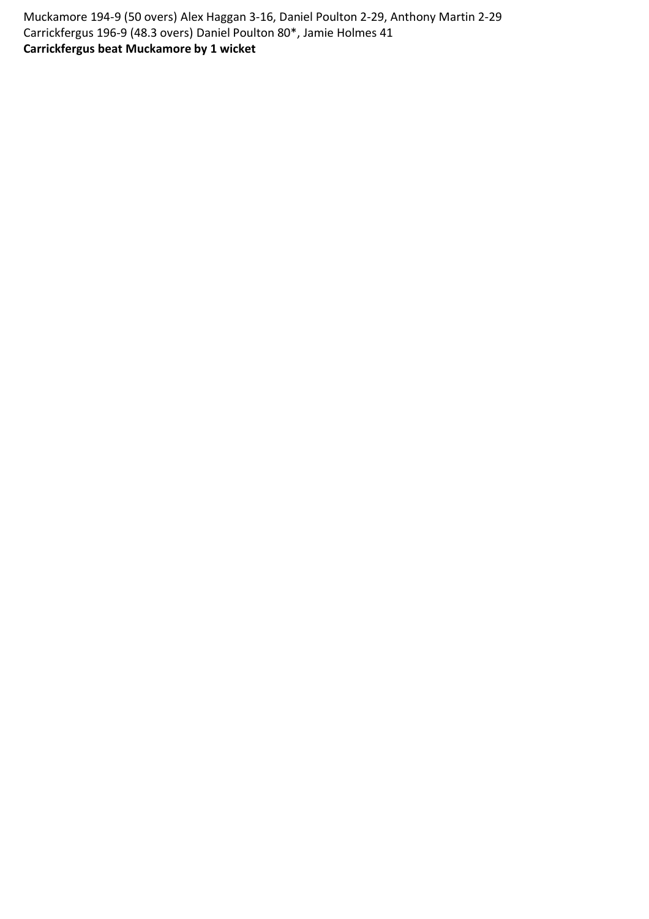Muckamore 194-9 (50 overs) Alex Haggan 3-16, Daniel Poulton 2-29, Anthony Martin 2-29
Carrickfergus 196-9 (48.3 overs) Daniel Poulton 80*, Jamie Holmes 41
**Carrickfergus beat Muckamore by 1 wicket**